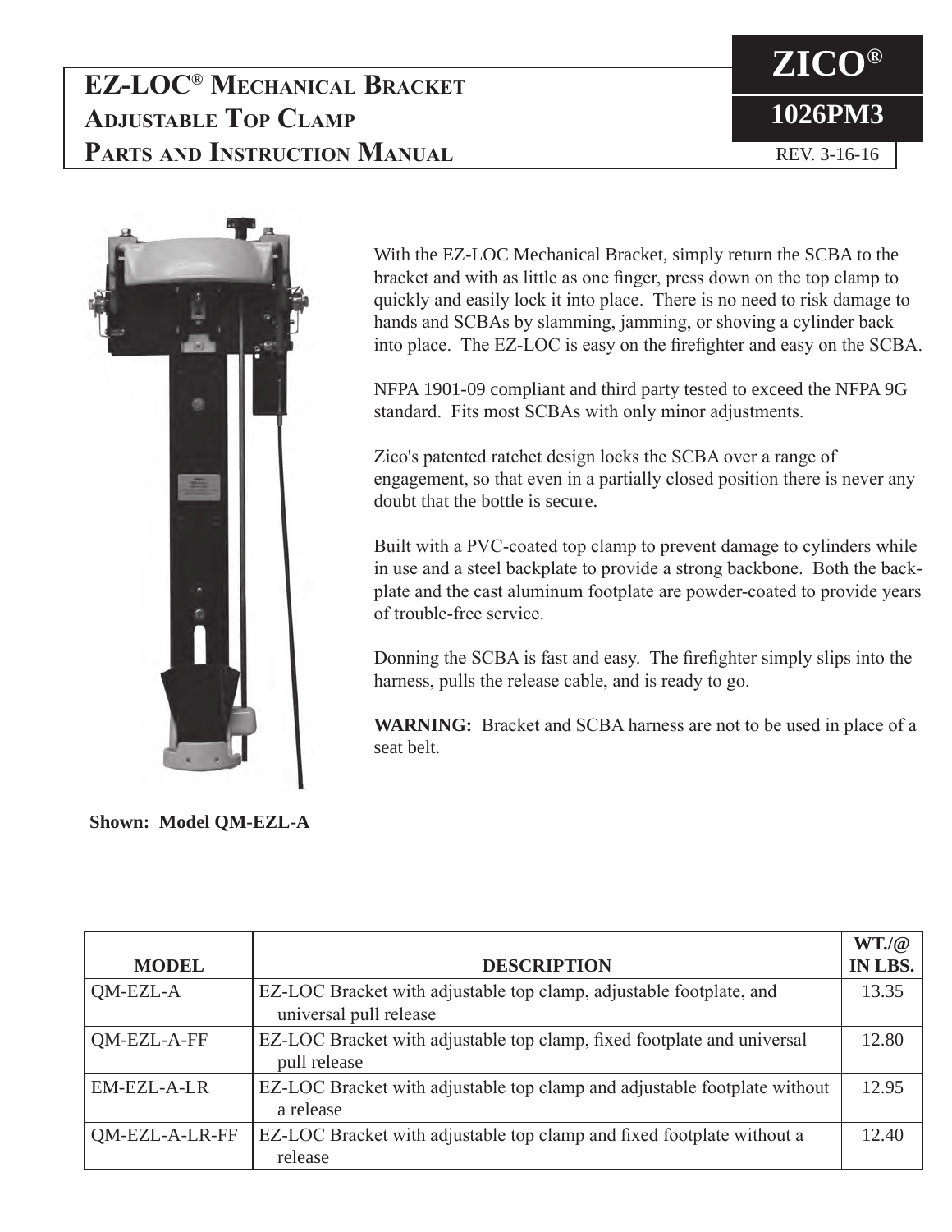# EZ-LOC® Mechanical Bracket Adjustable Top Clamp Parts and Instruction Manual

**ZICO®**

**1026PM3**

REV. 3-16-16

With the EZ-LOC Mechanical Bracket, simply return the SCBA to the bracket and with as little as one finger, press down on the top clamp to quickly and easily lock it into place. There is no need to risk damage to hands and SCBAs by slamming, jamming, or shoving a cylinder back into place. The EZ-LOC is easy on the firefighter and easy on the SCBA.

NFPA 1901-09 compliant and third party tested to exceed the NFPA 9G standard. Fits most SCBAs with only minor adjustments.

Zico's patented ratchet design locks the SCBA over a range of engagement, so that even in a partially closed position there is never any doubt that the bottle is secure.

Built with a PVC-coated top clamp to prevent damage to cylinders while in use and a steel backplate to provide a strong backbone. Both the backplate and the cast aluminum footplate are powder-coated to provide years of trouble-free service.

Donning the SCBA is fast and easy. The firefighter simply slips into the harness, pulls the release cable, and is ready to go.

**WARNING:** Bracket and SCBA harness are not to be used in place of a seat belt.

**Shown: Model QM-EZL-A**

| MODEL | DESCRIPTION | WT./@ IN LBS. |
|---|---|---|
| QM-EZL-A | EZ-LOC Bracket with adjustable top clamp, adjustable footplate, and universal pull release | 13.35 |
| QM-EZL-A-FF | EZ-LOC Bracket with adjustable top clamp, fixed footplate and universal pull release | 12.80 |
| EM-EZL-A-LR | EZ-LOC Bracket with adjustable top clamp and adjustable footplate without a release | 12.95 |
| QM-EZL-A-LR-FF | EZ-LOC Bracket with adjustable top clamp and fixed footplate without a release | 12.40 |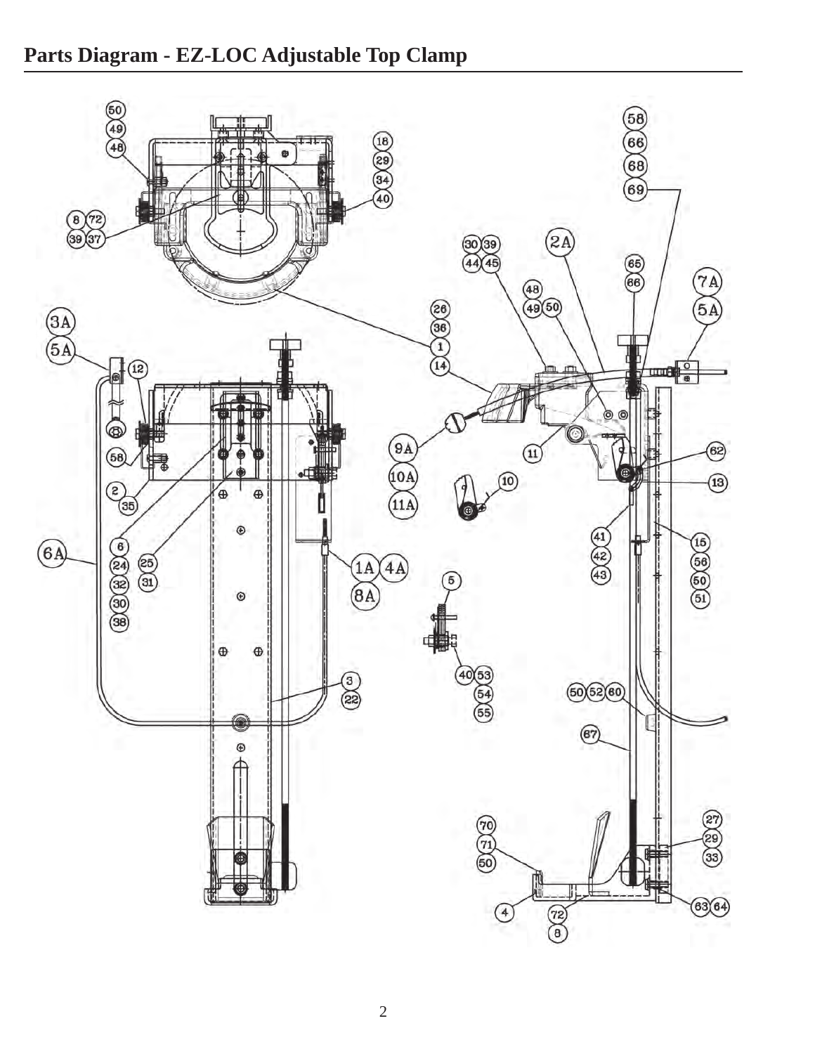# Parts Diagram - EZ-LOC Adjustable Top Clamp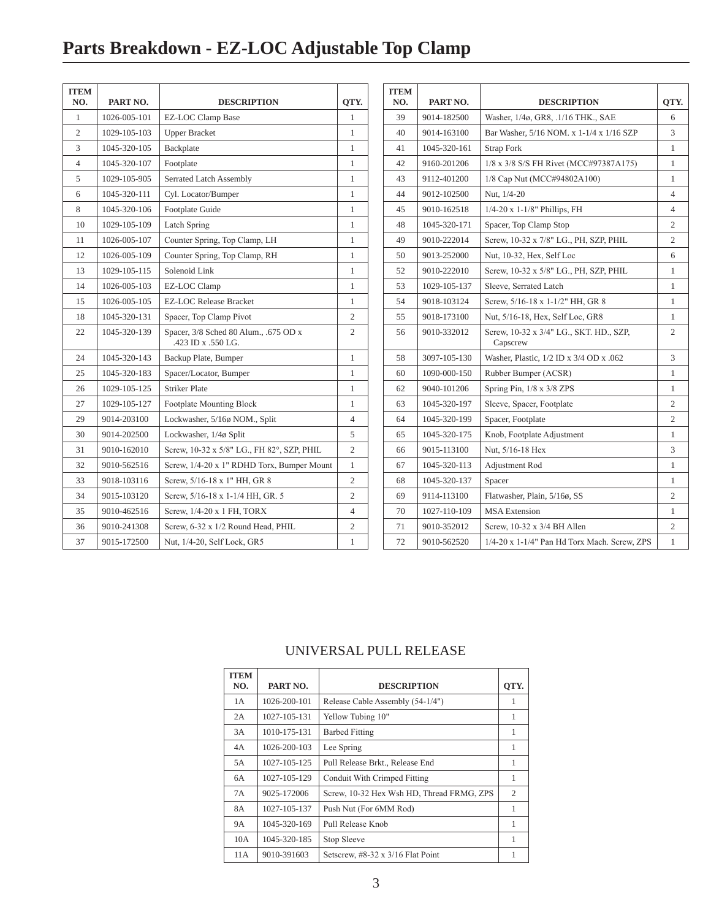# Parts Breakdown - EZ-LOC Adjustable Top Clamp

| ITEM NO. | PART NO. | DESCRIPTION | QTY. |
|---|---|---|---|
| 1 | 1026-005-101 | EZ-LOC Clamp Base | 1 |
| 2 | 1029-105-103 | Upper Bracket | 1 |
| 3 | 1045-320-105 | Backplate | 1 |
| 4 | 1045-320-107 | Footplate | 1 |
| 5 | 1029-105-905 | Serrated Latch Assembly | 1 |
| 6 | 1045-320-111 | Cyl. Locator/Bumper | 1 |
| 8 | 1045-320-106 | Footplate Guide | 1 |
| 10 | 1029-105-109 | Latch Spring | 1 |
| 11 | 1026-005-107 | Counter Spring, Top Clamp, LH | 1 |
| 12 | 1026-005-109 | Counter Spring, Top Clamp, RH | 1 |
| 13 | 1029-105-115 | Solenoid Link | 1 |
| 14 | 1026-005-103 | EZ-LOC Clamp | 1 |
| 15 | 1026-005-105 | EZ-LOC Release Bracket | 1 |
| 18 | 1045-320-131 | Spacer, Top Clamp Pivot | 2 |
| 22 | 1045-320-139 | Spacer, 3/8 Sched 80 Alum., .675 OD x .423 ID x .550 LG. | 2 |
| 24 | 1045-320-143 | Backup Plate, Bumper | 1 |
| 25 | 1045-320-183 | Spacer/Locator, Bumper | 1 |
| 26 | 1029-105-125 | Striker Plate | 1 |
| 27 | 1029-105-127 | Footplate Mounting Block | 1 |
| 29 | 9014-203100 | Lockwasher, 5/16ø NOM., Split | 4 |
| 30 | 9014-202500 | Lockwasher, 1/4ø Split | 5 |
| 31 | 9010-162010 | Screw, 10-32 x 5/8" LG., FH 82°, SZP, PHIL | 2 |
| 32 | 9010-562516 | Screw, 1/4-20 x 1" RDHD Torx, Bumper Mount | 1 |
| 33 | 9018-103116 | Screw, 5/16-18 x 1" HH, GR 8 | 2 |
| 34 | 9015-103120 | Screw, 5/16-18 x 1-1/4 HH, GR. 5 | 2 |
| 35 | 9010-462516 | Screw, 1/4-20 x 1 FH, TORX | 4 |
| 36 | 9010-241308 | Screw, 6-32 x 1/2 Round Head, PHIL | 2 |
| 37 | 9015-172500 | Nut, 1/4-20, Self Lock, GR5 | 1 |
| 39 | 9014-182500 | Washer, 1/4ø, GR8, .1/16 THK., SAE | 6 |
| 40 | 9014-163100 | Bar Washer, 5/16 NOM. x 1-1/4 x 1/16 SZP | 3 |
| 41 | 1045-320-161 | Strap Fork | 1 |
| 42 | 9160-201206 | 1/8 x 3/8 S/S FH Rivet (MCC#97387A175) | 1 |
| 43 | 9112-401200 | 1/8 Cap Nut (MCC#94802A100) | 1 |
| 44 | 9012-102500 | Nut, 1/4-20 | 4 |
| 45 | 9010-162518 | 1/4-20 x 1-1/8" Phillips, FH | 4 |
| 48 | 1045-320-171 | Spacer, Top Clamp Stop | 2 |
| 49 | 9010-222014 | Screw, 10-32 x 7/8" LG., PH, SZP, PHIL | 2 |
| 50 | 9013-252000 | Nut, 10-32, Hex, Self Loc | 6 |
| 52 | 9010-222010 | Screw, 10-32 x 5/8" LG., PH, SZP, PHIL | 1 |
| 53 | 1029-105-137 | Sleeve, Serrated Latch | 1 |
| 54 | 9018-103124 | Screw, 5/16-18 x 1-1/2" HH, GR 8 | 1 |
| 55 | 9018-173100 | Nut, 5/16-18, Hex, Self Loc, GR8 | 1 |
| 56 | 9010-332012 | Screw, 10-32 x 3/4" LG., SKT. HD., SZP, Capscrew | 2 |
| 58 | 3097-105-130 | Washer, Plastic, 1/2 ID x 3/4 OD x .062 | 3 |
| 60 | 1090-000-150 | Rubber Bumper (ACSR) | 1 |
| 62 | 9040-101206 | Spring Pin, 1/8 x 3/8 ZPS | 1 |
| 63 | 1045-320-197 | Sleeve, Spacer, Footplate | 2 |
| 64 | 1045-320-199 | Spacer, Footplate | 2 |
| 65 | 1045-320-175 | Knob, Footplate Adjustment | 1 |
| 66 | 9015-113100 | Nut, 5/16-18 Hex | 3 |
| 67 | 1045-320-113 | Adjustment Rod | 1 |
| 68 | 1045-320-137 | Spacer | 1 |
| 69 | 9114-113100 | Flatwasher, Plain, 5/16ø, SS | 2 |
| 70 | 1027-110-109 | MSA Extension | 1 |
| 71 | 9010-352012 | Screw, 10-32 x 3/4 BH Allen | 2 |
| 72 | 9010-562520 | 1/4-20 x 1-1/4" Pan Hd Torx Mach. Screw, ZPS | 1 |

## UNIVERSAL PULL RELEASE

| ITEM NO. | PART NO. | DESCRIPTION | QTY. |
|---|---|---|---|
| 1A | 1026-200-101 | Release Cable Assembly (54-1/4") | 1 |
| 2A | 1027-105-131 | Yellow Tubing 10" | 1 |
| 3A | 1010-175-131 | Barbed Fitting | 1 |
| 4A | 1026-200-103 | Lee Spring | 1 |
| 5A | 1027-105-125 | Pull Release Brkt., Release End | 1 |
| 6A | 1027-105-129 | Conduit With Crimped Fitting | 1 |
| 7A | 9025-172006 | Screw, 10-32 Hex Wsh HD, Thread FRMG, ZPS | 2 |
| 8A | 1027-105-137 | Push Nut (For 6MM Rod) | 1 |
| 9A | 1045-320-169 | Pull Release Knob | 1 |
| 10A | 1045-320-185 | Stop Sleeve | 1 |
| 11A | 9010-391603 | Setscrew, #8-32 x 3/16 Flat Point | 1 |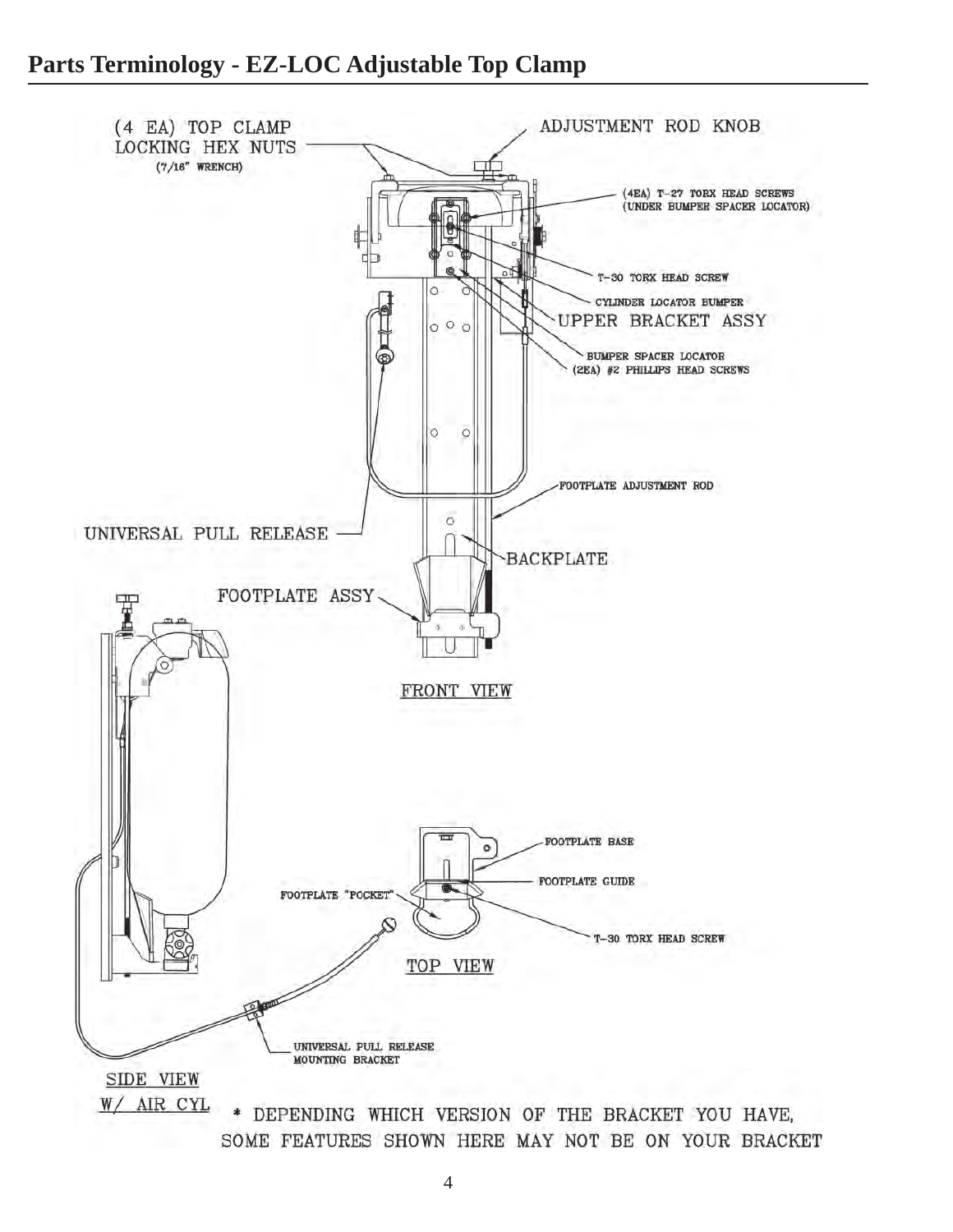## Parts Terminology - EZ-LOC Adjustable Top Clamp

(4 EA) TOP CLAMP LOCKING HEX NUTS (7/16" WRENCH)

ADJUSTMENT ROD KNOB

(4EA) T-27 TORX HEAD SCREWS (UNDER BUMPER SPACER LOCATOR)

T-30 TORX HEAD SCREW

CYLINDER LOCATOR BUMPER

UPPER BRACKET ASSY

BUMPER SPACER LOCATOR (2EA) #2 PHILLIPS HEAD SCREWS

FOOTPLATE ADJUSTMENT ROD

UNIVERSAL PULL RELEASE

BACKPLATE

FOOTPLATE ASSY

FRONT VIEW

FOOTPLATE BASE

FOOTPLATE GUIDE

FOOTPLATE "POCKET"

T-30 TORX HEAD SCREW

TOP VIEW

UNIVERSAL PULL RELEASE MOUNTING BRACKET

SIDE VIEW W/ AIR CYL

* DEPENDING WHICH VERSION OF THE BRACKET YOU HAVE, SOME FEATURES SHOWN HERE MAY NOT BE ON YOUR BRACKET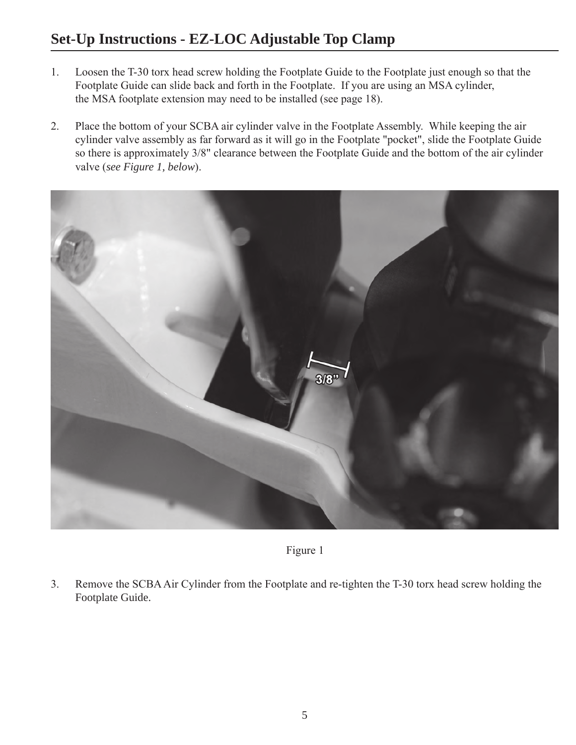## Set-Up Instructions - EZ-LOC Adjustable Top Clamp

1. Loosen the T-30 torx head screw holding the Footplate Guide to the Footplate just enough so that the Footplate Guide can slide back and forth in the Footplate. If you are using an MSA cylinder, the MSA footplate extension may need to be installed (see page 18).

2. Place the bottom of your SCBA air cylinder valve in the Footplate Assembly. While keeping the air cylinder valve assembly as far forward as it will go in the Footplate "pocket", slide the Footplate Guide so there is approximately 3/8" clearance between the Footplate Guide and the bottom of the air cylinder valve (*see Figure 1, below*).

Figure 1

3. Remove the SCBA Air Cylinder from the Footplate and re-tighten the T-30 torx head screw holding the Footplate Guide.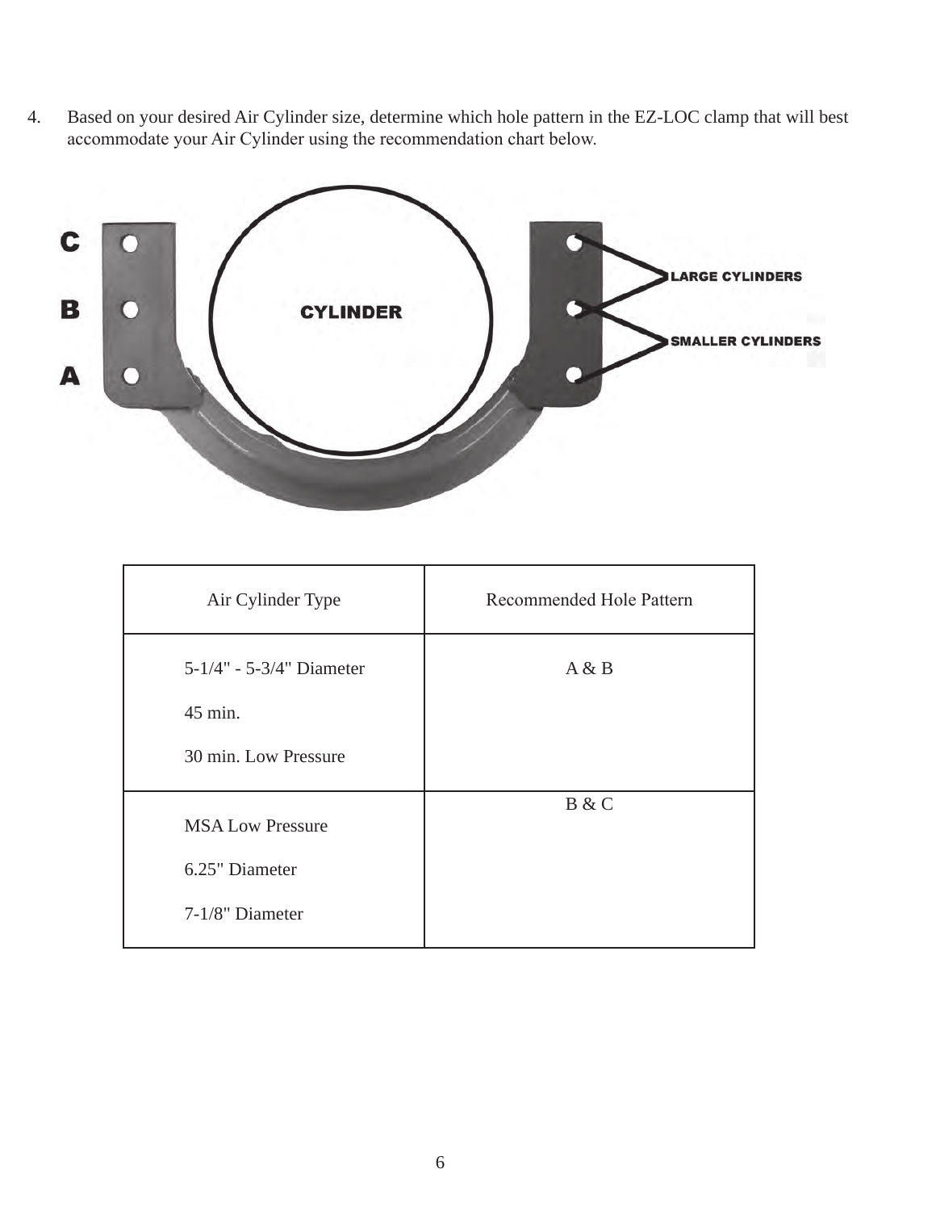4. Based on your desired Air Cylinder size, determine which hole pattern in the EZ-LOC clamp that will best accommodate your Air Cylinder using the recommendation chart below.

| Air Cylinder Type | Recommended Hole Pattern |
| --- | --- |
| 5-1/4" - 5-3/4" Diameter<br>45 min.<br>30 min. Low Pressure | A & B |
| MSA Low Pressure<br>6.25" Diameter<br>7-1/8" Diameter | B & C |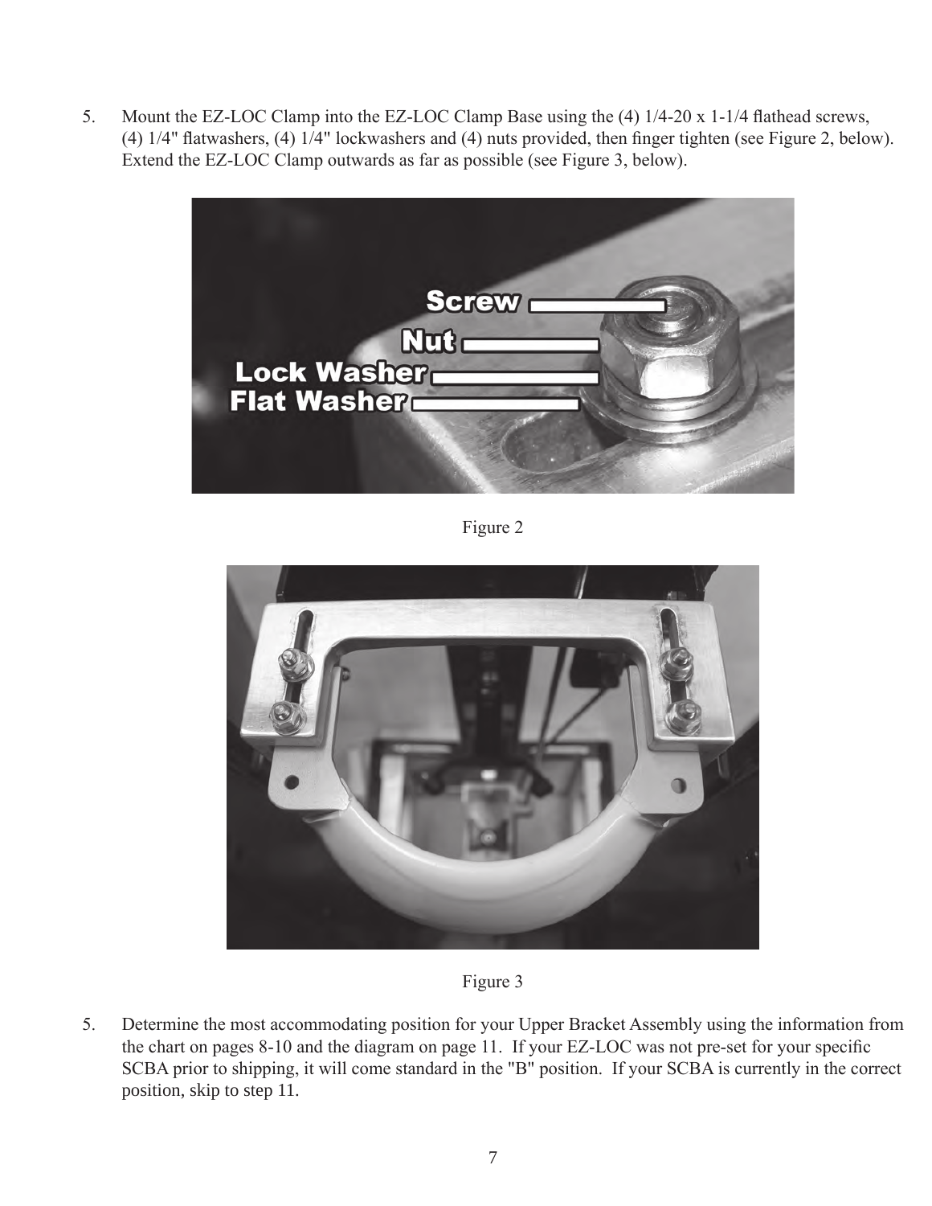5. Mount the EZ-LOC Clamp into the EZ-LOC Clamp Base using the (4) 1/4-20 x 1-1/4 flathead screws, (4) 1/4" flatwashers, (4) 1/4" lockwashers and (4) nuts provided, then finger tighten (see Figure 2, below). Extend the EZ-LOC Clamp outwards as far as possible (see Figure 3, below).

Figure 2

Figure 3

5. Determine the most accommodating position for your Upper Bracket Assembly using the information from the chart on pages 8-10 and the diagram on page 11. If your EZ-LOC was not pre-set for your specific SCBA prior to shipping, it will come standard in the "B" position. If your SCBA is currently in the correct position, skip to step 11.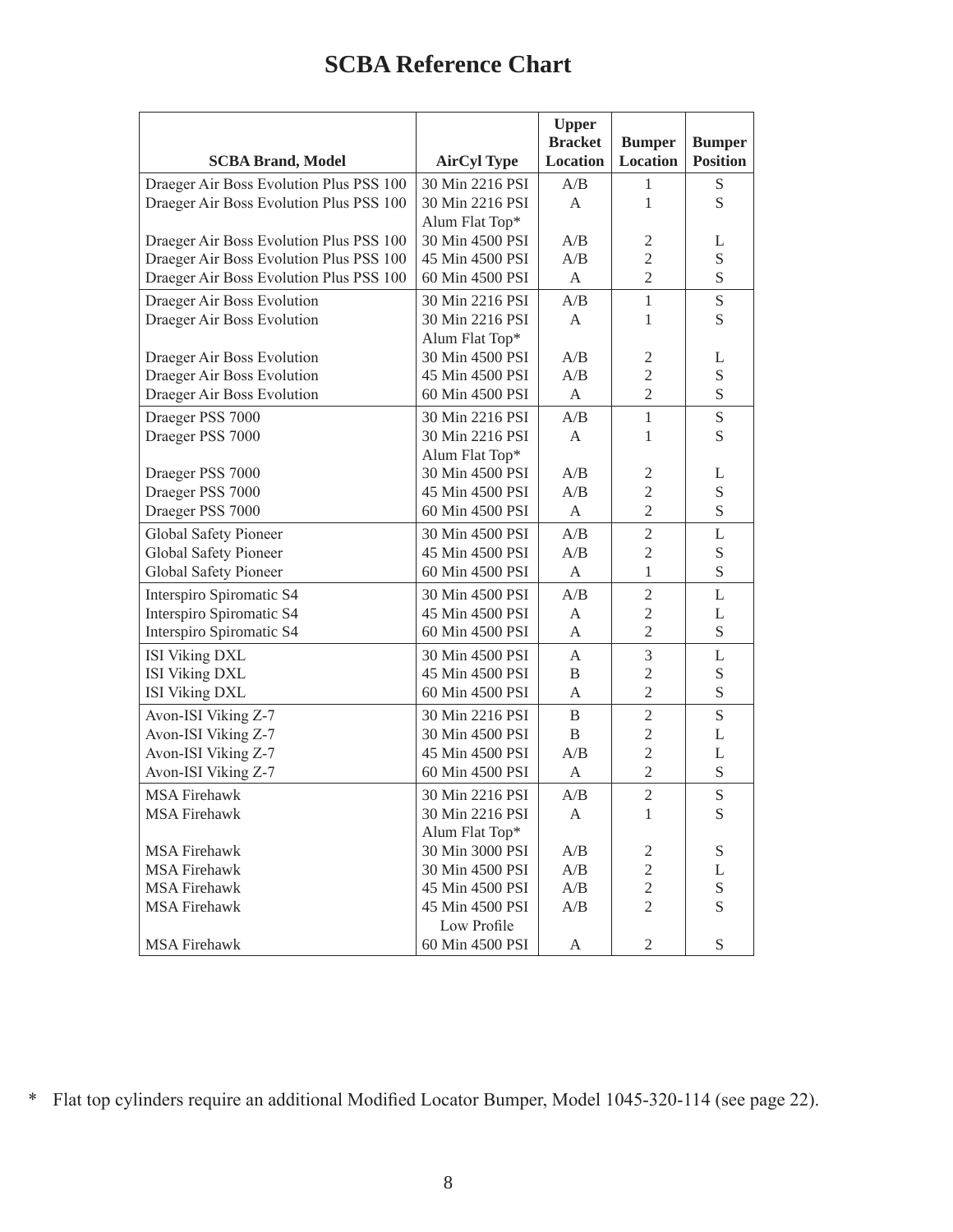# SCBA Reference Chart

| SCBA Brand, Model | AirCyl Type | Upper Bracket Location | Bumper Location | Bumper Position |
|---|---|---|---|---|
| Draeger Air Boss Evolution Plus PSS 100 | 30 Min 2216 PSI | A/B | 1 | S |
| Draeger Air Boss Evolution Plus PSS 100 | 30 Min 2216 PSI Alum Flat Top* | A | 1 | S |
| Draeger Air Boss Evolution Plus PSS 100 | 30 Min 4500 PSI | A/B | 2 | L |
| Draeger Air Boss Evolution Plus PSS 100 | 45 Min 4500 PSI | A/B | 2 | S |
| Draeger Air Boss Evolution Plus PSS 100 | 60 Min 4500 PSI | A | 2 | S |
| Draeger Air Boss Evolution | 30 Min 2216 PSI | A/B | 1 | S |
| Draeger Air Boss Evolution | 30 Min 2216 PSI Alum Flat Top* | A | 1 | S |
| Draeger Air Boss Evolution | 30 Min 4500 PSI | A/B | 2 | L |
| Draeger Air Boss Evolution | 45 Min 4500 PSI | A/B | 2 | S |
| Draeger Air Boss Evolution | 60 Min 4500 PSI | A | 2 | S |
| Draeger PSS 7000 | 30 Min 2216 PSI | A/B | 1 | S |
| Draeger PSS 7000 | 30 Min 2216 PSI Alum Flat Top* | A | 1 | S |
| Draeger PSS 7000 | 30 Min 4500 PSI | A/B | 2 | L |
| Draeger PSS 7000 | 45 Min 4500 PSI | A/B | 2 | S |
| Draeger PSS 7000 | 60 Min 4500 PSI | A | 2 | S |
| Global Safety Pioneer | 30 Min 4500 PSI | A/B | 2 | L |
| Global Safety Pioneer | 45 Min 4500 PSI | A/B | 2 | S |
| Global Safety Pioneer | 60 Min 4500 PSI | A | 1 | S |
| Interspiro Spiromatic S4 | 30 Min 4500 PSI | A/B | 2 | L |
| Interspiro Spiromatic S4 | 45 Min 4500 PSI | A | 2 | L |
| Interspiro Spiromatic S4 | 60 Min 4500 PSI | A | 2 | S |
| ISI Viking DXL | 30 Min 4500 PSI | A | 3 | L |
| ISI Viking DXL | 45 Min 4500 PSI | B | 2 | S |
| ISI Viking DXL | 60 Min 4500 PSI | A | 2 | S |
| Avon-ISI Viking Z-7 | 30 Min 2216 PSI | B | 2 | S |
| Avon-ISI Viking Z-7 | 30 Min 4500 PSI | B | 2 | L |
| Avon-ISI Viking Z-7 | 45 Min 4500 PSI | A/B | 2 | L |
| Avon-ISI Viking Z-7 | 60 Min 4500 PSI | A | 2 | S |
| MSA Firehawk | 30 Min 2216 PSI | A/B | 2 | S |
| MSA Firehawk | 30 Min 2216 PSI Alum Flat Top* | A | 1 | S |
| MSA Firehawk | 30 Min 3000 PSI | A/B | 2 | S |
| MSA Firehawk | 30 Min 4500 PSI | A/B | 2 | L |
| MSA Firehawk | 45 Min 4500 PSI | A/B | 2 | S |
| MSA Firehawk | 45 Min 4500 PSI Low Profile | A/B | 2 | S |
| MSA Firehawk | 60 Min 4500 PSI | A | 2 | S |

* Flat top cylinders require an additional Modified Locator Bumper, Model 1045-320-114 (see page 22).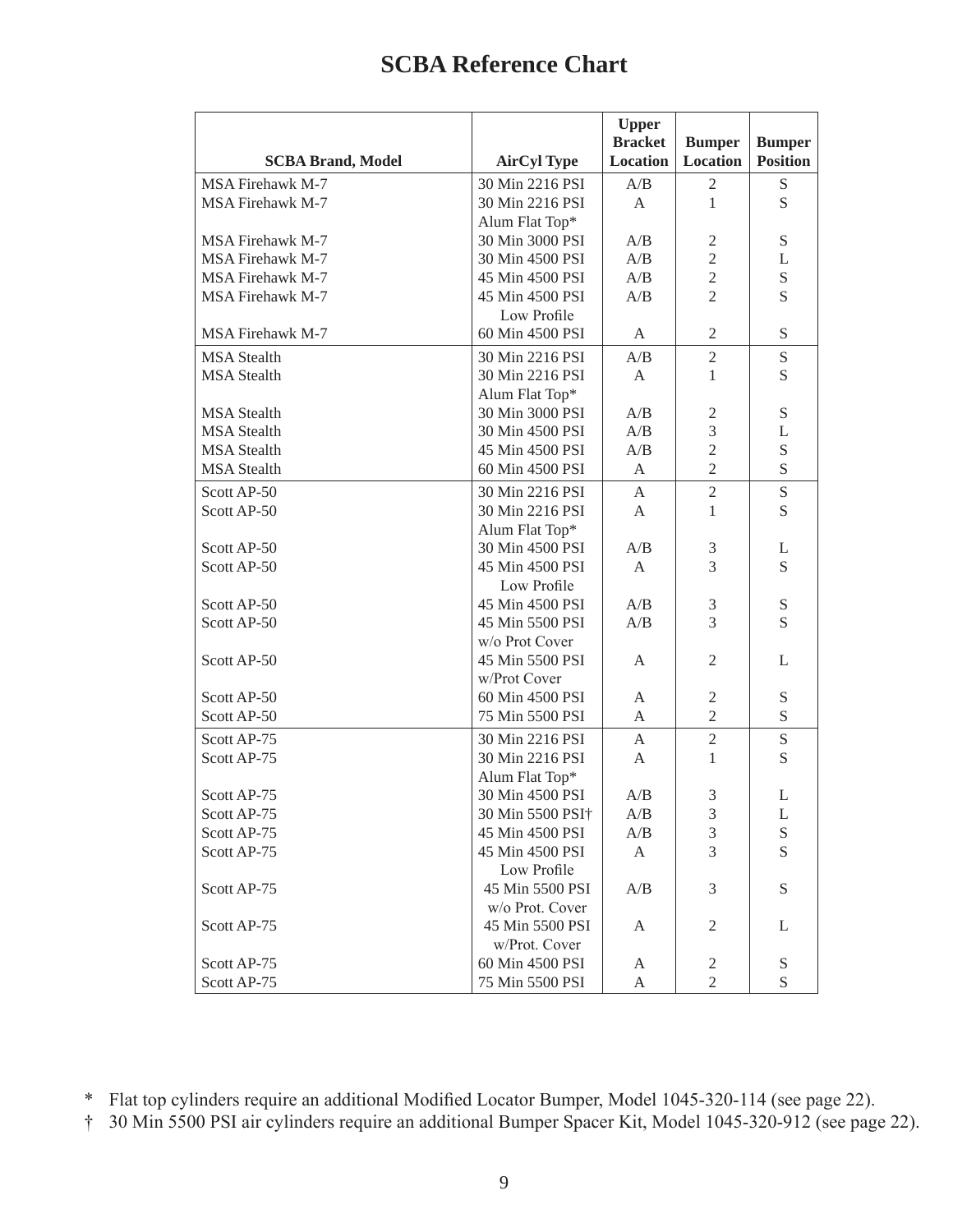# SCBA Reference Chart

| SCBA Brand, Model | AirCyl Type | Upper Bracket Location | Bumper Location | Bumper Position |
|---|---|---|---|---|
| MSA Firehawk M-7 | 30 Min 2216 PSI | A/B | 2 | S |
| MSA Firehawk M-7 | 30 Min 2216 PSI Alum Flat Top* | A | 1 | S |
| MSA Firehawk M-7 | 30 Min 3000 PSI | A/B | 2 | S |
| MSA Firehawk M-7 | 30 Min 4500 PSI | A/B | 2 | L |
| MSA Firehawk M-7 | 45 Min 4500 PSI | A/B | 2 | S |
| MSA Firehawk M-7 | 45 Min 4500 PSI Low Profile | A/B | 2 | S |
| MSA Firehawk M-7 | 60 Min 4500 PSI | A | 2 | S |
| MSA Stealth | 30 Min 2216 PSI | A/B | 2 | S |
| MSA Stealth | 30 Min 2216 PSI Alum Flat Top* | A | 1 | S |
| MSA Stealth | 30 Min 3000 PSI | A/B | 2 | S |
| MSA Stealth | 30 Min 4500 PSI | A/B | 3 | L |
| MSA Stealth | 45 Min 4500 PSI | A/B | 2 | S |
| MSA Stealth | 60 Min 4500 PSI | A | 2 | S |
| Scott AP-50 | 30 Min 2216 PSI | A | 2 | S |
| Scott AP-50 | 30 Min 2216 PSI Alum Flat Top* | A | 1 | S |
| Scott AP-50 | 30 Min 4500 PSI | A/B | 3 | L |
| Scott AP-50 | 45 Min 4500 PSI Low Profile | A | 3 | S |
| Scott AP-50 | 45 Min 4500 PSI | A/B | 3 | S |
| Scott AP-50 | 45 Min 5500 PSI w/o Prot Cover | A/B | 3 | S |
| Scott AP-50 | 45 Min 5500 PSI w/Prot Cover | A | 2 | L |
| Scott AP-50 | 60 Min 4500 PSI | A | 2 | S |
| Scott AP-50 | 75 Min 5500 PSI | A | 2 | S |
| Scott AP-75 | 30 Min 2216 PSI | A | 2 | S |
| Scott AP-75 | 30 Min 2216 PSI Alum Flat Top* | A | 1 | S |
| Scott AP-75 | 30 Min 4500 PSI | A/B | 3 | L |
| Scott AP-75 | 30 Min 5500 PSI† | A/B | 3 | L |
| Scott AP-75 | 45 Min 4500 PSI | A/B | 3 | S |
| Scott AP-75 | 45 Min 4500 PSI Low Profile | A | 3 | S |
| Scott AP-75 | 45 Min 5500 PSI w/o Prot. Cover | A/B | 3 | S |
| Scott AP-75 | 45 Min 5500 PSI w/Prot. Cover | A | 2 | L |
| Scott AP-75 | 60 Min 4500 PSI | A | 2 | S |
| Scott AP-75 | 75 Min 5500 PSI | A | 2 | S |

\* Flat top cylinders require an additional Modified Locator Bumper, Model 1045-320-114 (see page 22).

† 30 Min 5500 PSI air cylinders require an additional Bumper Spacer Kit, Model 1045-320-912 (see page 22).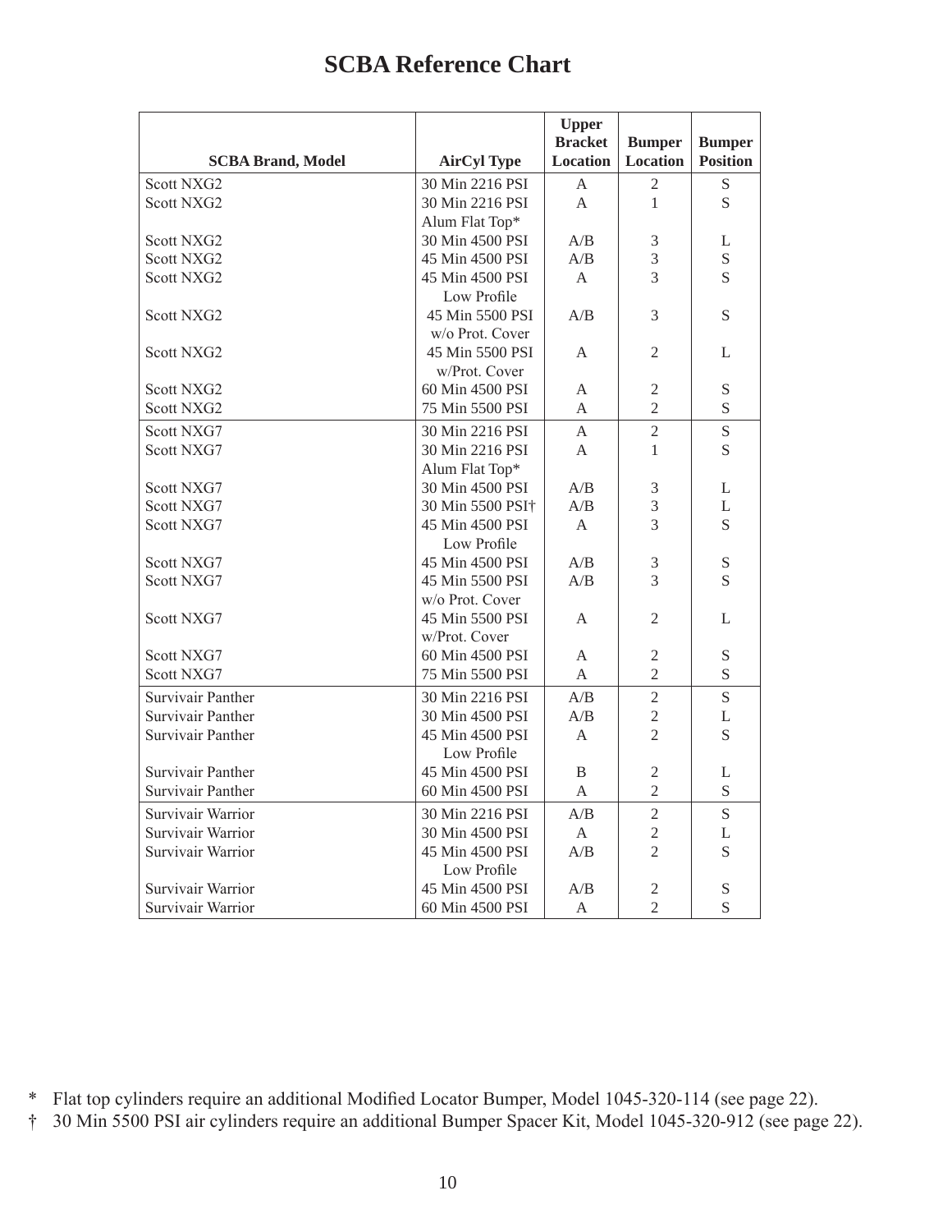# SCBA Reference Chart

| SCBA Brand, Model | AirCyl Type | Upper Bracket Location | Bumper Location | Bumper Position |
|---|---|---|---|---|
| Scott NXG2 | 30 Min 2216 PSI | A | 2 | S |
| Scott NXG2 | 30 Min 2216 PSI Alum Flat Top* | A | 1 | S |
| Scott NXG2 | 30 Min 4500 PSI | A/B | 3 | L |
| Scott NXG2 | 45 Min 4500 PSI | A/B | 3 | S |
| Scott NXG2 | 45 Min 4500 PSI Low Profile | A | 3 | S |
| Scott NXG2 | 45 Min 5500 PSI w/o Prot. Cover | A/B | 3 | S |
| Scott NXG2 | 45 Min 5500 PSI w/Prot. Cover | A | 2 | L |
| Scott NXG2 | 60 Min 4500 PSI | A | 2 | S |
| Scott NXG2 | 75 Min 5500 PSI | A | 2 | S |
| Scott NXG7 | 30 Min 2216 PSI | A | 2 | S |
| Scott NXG7 | 30 Min 2216 PSI Alum Flat Top* | A | 1 | S |
| Scott NXG7 | 30 Min 4500 PSI | A/B | 3 | L |
| Scott NXG7 | 30 Min 5500 PSI† | A/B | 3 | L |
| Scott NXG7 | 45 Min 4500 PSI Low Profile | A | 3 | S |
| Scott NXG7 | 45 Min 4500 PSI | A/B | 3 | S |
| Scott NXG7 | 45 Min 5500 PSI w/o Prot. Cover | A/B | 3 | S |
| Scott NXG7 | 45 Min 5500 PSI w/Prot. Cover | A | 2 | L |
| Scott NXG7 | 60 Min 4500 PSI | A | 2 | S |
| Scott NXG7 | 75 Min 5500 PSI | A | 2 | S |
| Survivair Panther | 30 Min 2216 PSI | A/B | 2 | S |
| Survivair Panther | 30 Min 4500 PSI | A/B | 2 | L |
| Survivair Panther | 45 Min 4500 PSI Low Profile | A | 2 | S |
| Survivair Panther | 45 Min 4500 PSI | B | 2 | L |
| Survivair Panther | 60 Min 4500 PSI | A | 2 | S |
| Survivair Warrior | 30 Min 2216 PSI | A/B | 2 | S |
| Survivair Warrior | 30 Min 4500 PSI | A | 2 | L |
| Survivair Warrior | 45 Min 4500 PSI Low Profile | A/B | 2 | S |
| Survivair Warrior | 45 Min 4500 PSI | A/B | 2 | S |
| Survivair Warrior | 60 Min 4500 PSI | A | 2 | S |

\* Flat top cylinders require an additional Modified Locator Bumper, Model 1045-320-114 (see page 22).

† 30 Min 5500 PSI air cylinders require an additional Bumper Spacer Kit, Model 1045-320-912 (see page 22).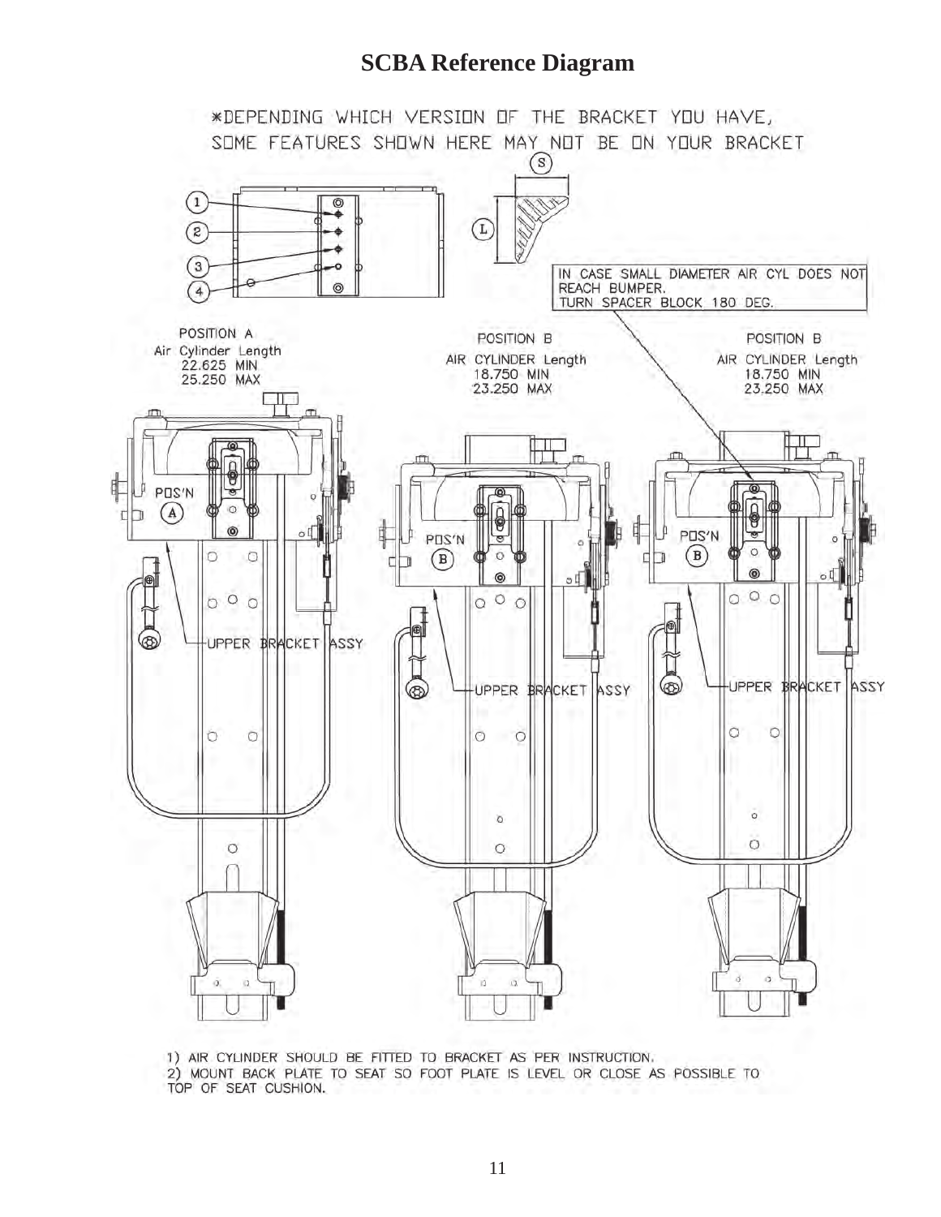# SCBA Reference Diagram

*DEPENDING WHICH VERSION OF THE BRACKET YOU HAVE, SOME FEATURES SHOWN HERE MAY NOT BE ON YOUR BRACKET

(S)

(1)

(2)

(3)

(4)

(L)

IN CASE SMALL DIAMETER AIR CYL DOES NOT REACH BUMPER.
TURN SPACER BLOCK 180 DEG.

POSITION A
Air Cylinder Length
22.625 MIN
25.250 MAX

POSITION B
AIR CYLINDER Length
18.750 MIN
23.250 MAX

POSITION B
AIR CYLINDER Length
18.750 MIN
23.250 MAX

POS'N (A)

POS'N (B)

POS'N (B)

UPPER BRACKET ASSY

UPPER BRACKET ASSY

UPPER BRACKET ASSY

1) AIR CYLINDER SHOULD BE FITTED TO BRACKET AS PER INSTRUCTION.
2) MOUNT BACK PLATE TO SEAT SO FOOT PLATE IS LEVEL OR CLOSE AS POSSIBLE TO TOP OF SEAT CUSHION.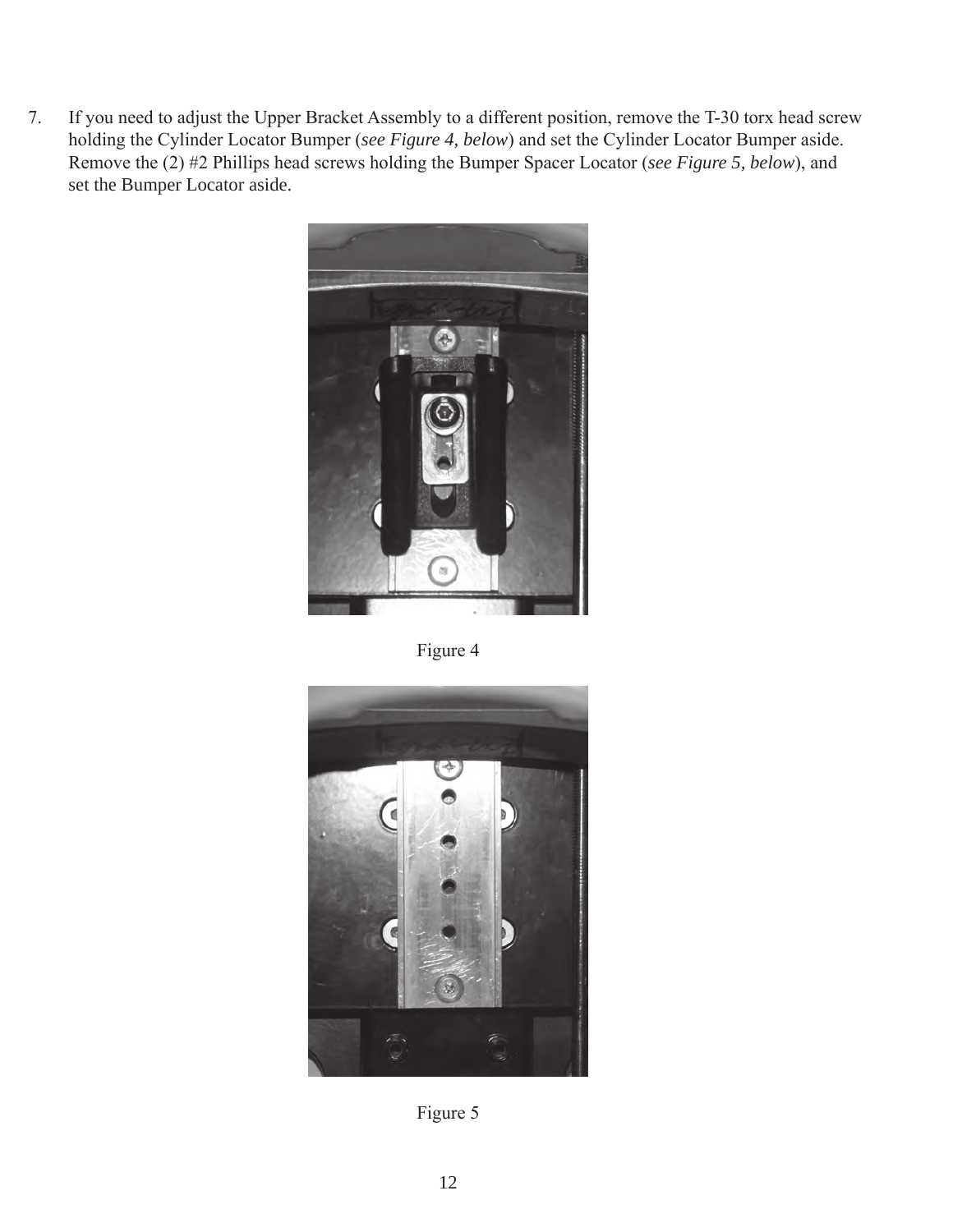7. If you need to adjust the Upper Bracket Assembly to a different position, remove the T-30 torx head screw holding the Cylinder Locator Bumper (*see Figure 4, below*) and set the Cylinder Locator Bumper aside. Remove the (2) #2 Phillips head screws holding the Bumper Spacer Locator (*see Figure 5, below*), and set the Bumper Locator aside.

Figure 4

Figure 5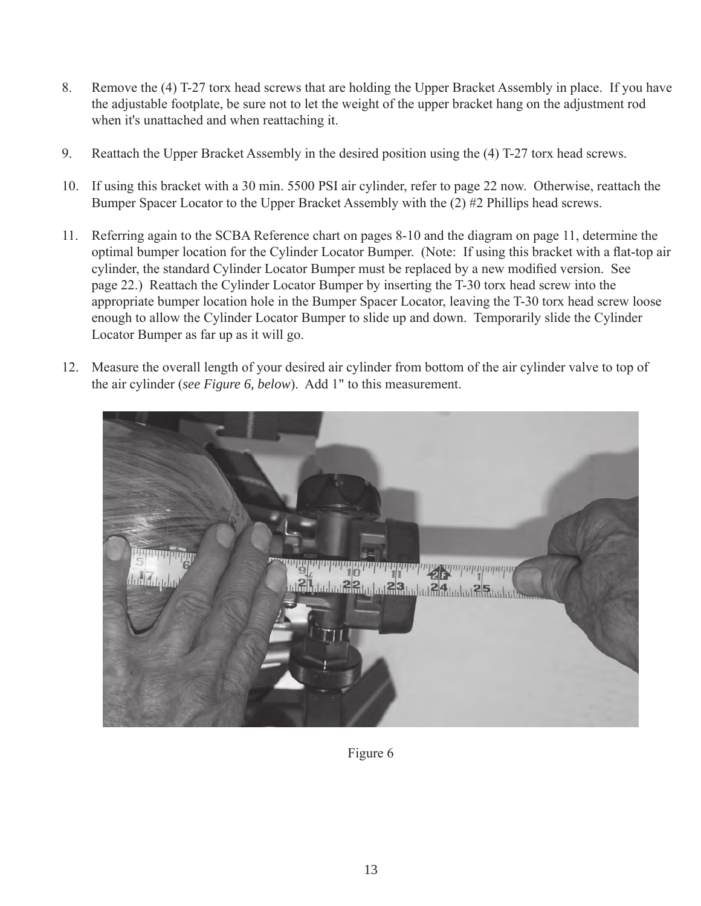8. Remove the (4) T-27 torx head screws that are holding the Upper Bracket Assembly in place. If you have the adjustable footplate, be sure not to let the weight of the upper bracket hang on the adjustment rod when it's unattached and when reattaching it.

9. Reattach the Upper Bracket Assembly in the desired position using the (4) T-27 torx head screws.

10. If using this bracket with a 30 min. 5500 PSI air cylinder, refer to page 22 now. Otherwise, reattach the Bumper Spacer Locator to the Upper Bracket Assembly with the (2) #2 Phillips head screws.

11. Referring again to the SCBA Reference chart on pages 8-10 and the diagram on page 11, determine the optimal bumper location for the Cylinder Locator Bumper. (Note: If using this bracket with a flat-top air cylinder, the standard Cylinder Locator Bumper must be replaced by a new modified version. See page 22.) Reattach the Cylinder Locator Bumper by inserting the T-30 torx head screw into the appropriate bumper location hole in the Bumper Spacer Locator, leaving the T-30 torx head screw loose enough to allow the Cylinder Locator Bumper to slide up and down. Temporarily slide the Cylinder Locator Bumper as far up as it will go.

12. Measure the overall length of your desired air cylinder from bottom of the air cylinder valve to top of the air cylinder (*see Figure 6, below*). Add 1" to this measurement.

Figure 6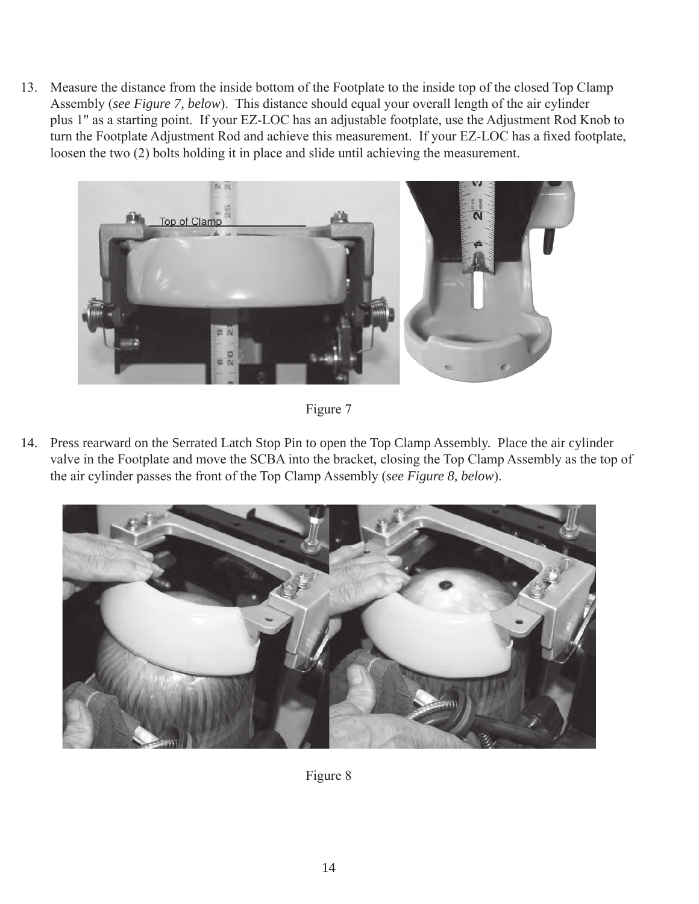13. Measure the distance from the inside bottom of the Footplate to the inside top of the closed Top Clamp Assembly (*see Figure 7, below*). This distance should equal your overall length of the air cylinder plus 1" as a starting point. If your EZ-LOC has an adjustable footplate, use the Adjustment Rod Knob to turn the Footplate Adjustment Rod and achieve this measurement. If your EZ-LOC has a fixed footplate, loosen the two (2) bolts holding it in place and slide until achieving the measurement.

Figure 7

14. Press rearward on the Serrated Latch Stop Pin to open the Top Clamp Assembly. Place the air cylinder valve in the Footplate and move the SCBA into the bracket, closing the Top Clamp Assembly as the top of the air cylinder passes the front of the Top Clamp Assembly (*see Figure 8, below*).

Figure 8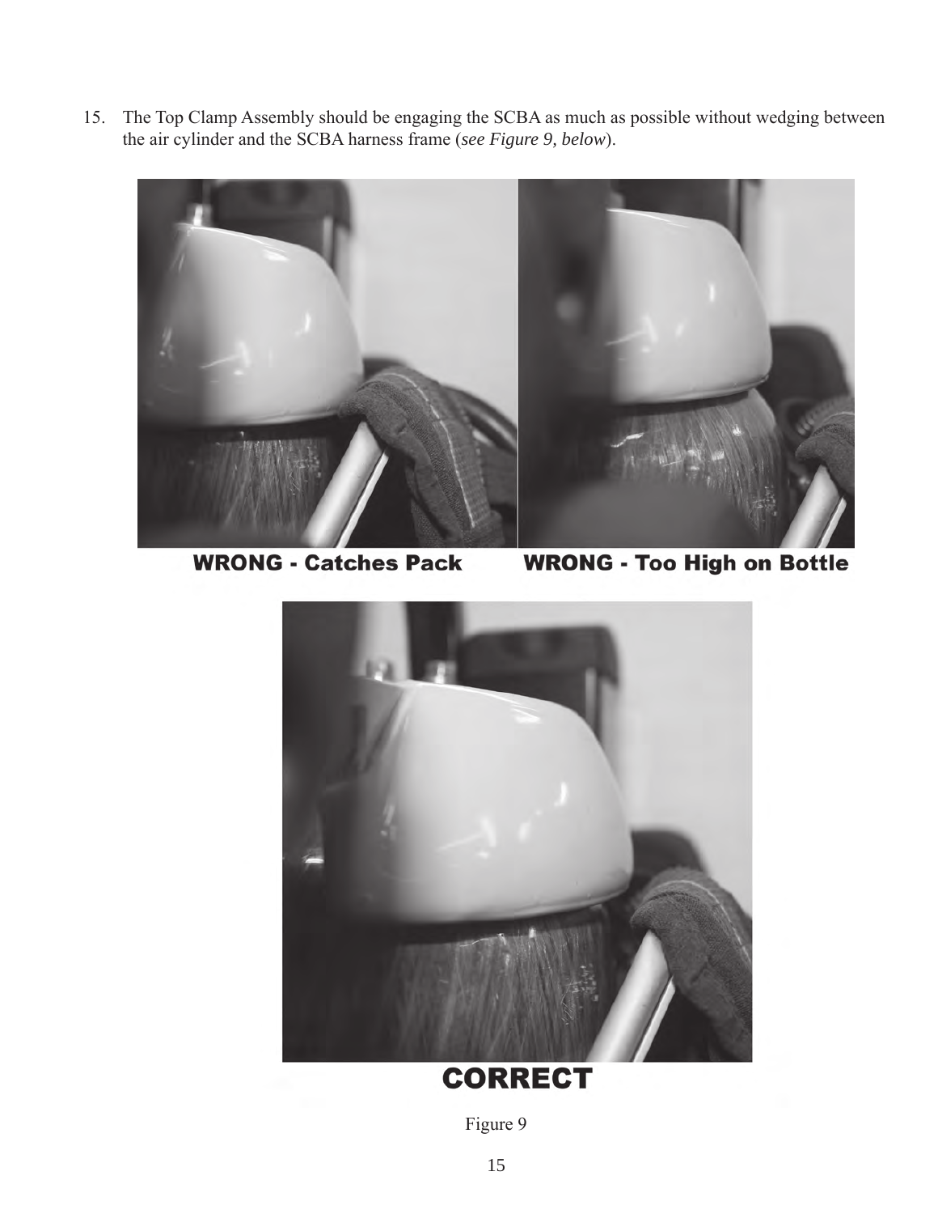15. The Top Clamp Assembly should be engaging the SCBA as much as possible without wedging between the air cylinder and the SCBA harness frame (*see Figure 9, below*).

**WRONG - Catches Pack**

**WRONG - Too High on Bottle**

**CORRECT**

Figure 9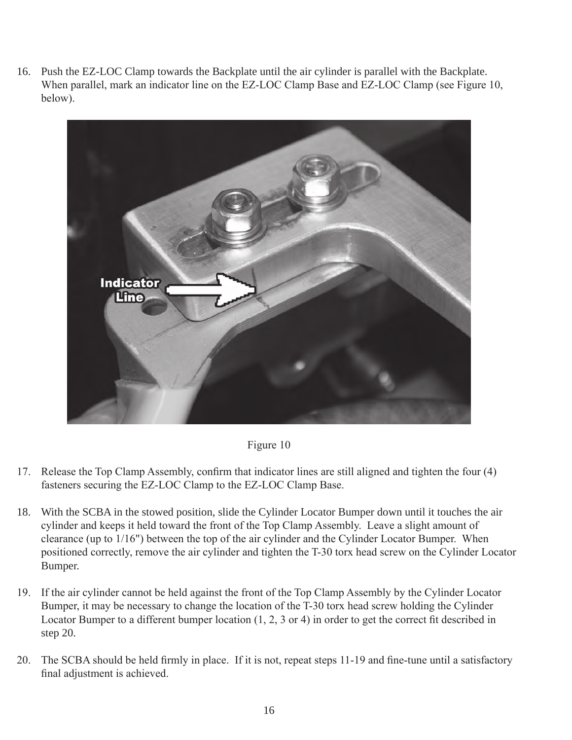16. Push the EZ-LOC Clamp towards the Backplate until the air cylinder is parallel with the Backplate. When parallel, mark an indicator line on the EZ-LOC Clamp Base and EZ-LOC Clamp (see Figure 10, below).

Figure 10

17. Release the Top Clamp Assembly, confirm that indicator lines are still aligned and tighten the four (4) fasteners securing the EZ-LOC Clamp to the EZ-LOC Clamp Base.

18. With the SCBA in the stowed position, slide the Cylinder Locator Bumper down until it touches the air cylinder and keeps it held toward the front of the Top Clamp Assembly. Leave a slight amount of clearance (up to 1/16") between the top of the air cylinder and the Cylinder Locator Bumper. When positioned correctly, remove the air cylinder and tighten the T-30 torx head screw on the Cylinder Locator Bumper.

19. If the air cylinder cannot be held against the front of the Top Clamp Assembly by the Cylinder Locator Bumper, it may be necessary to change the location of the T-30 torx head screw holding the Cylinder Locator Bumper to a different bumper location (1, 2, 3 or 4) in order to get the correct fit described in step 20.

20. The SCBA should be held firmly in place. If it is not, repeat steps 11-19 and fine-tune until a satisfactory final adjustment is achieved.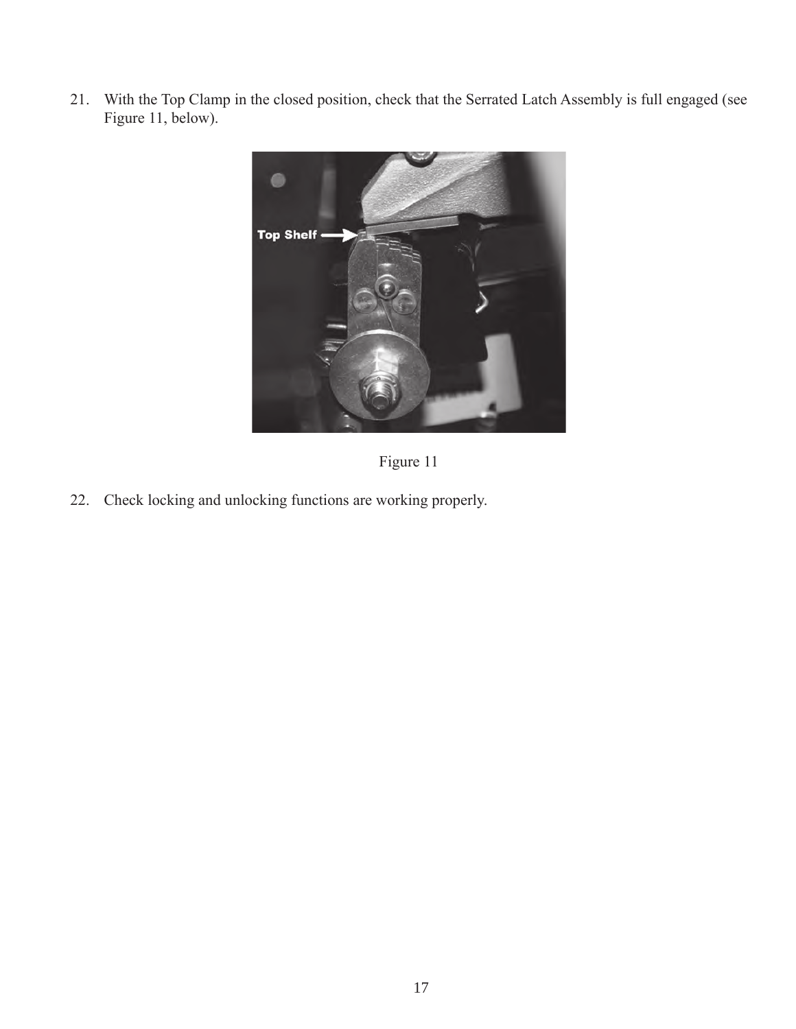21. With the Top Clamp in the closed position, check that the Serrated Latch Assembly is full engaged (see Figure 11, below).

Figure 11

22. Check locking and unlocking functions are working properly.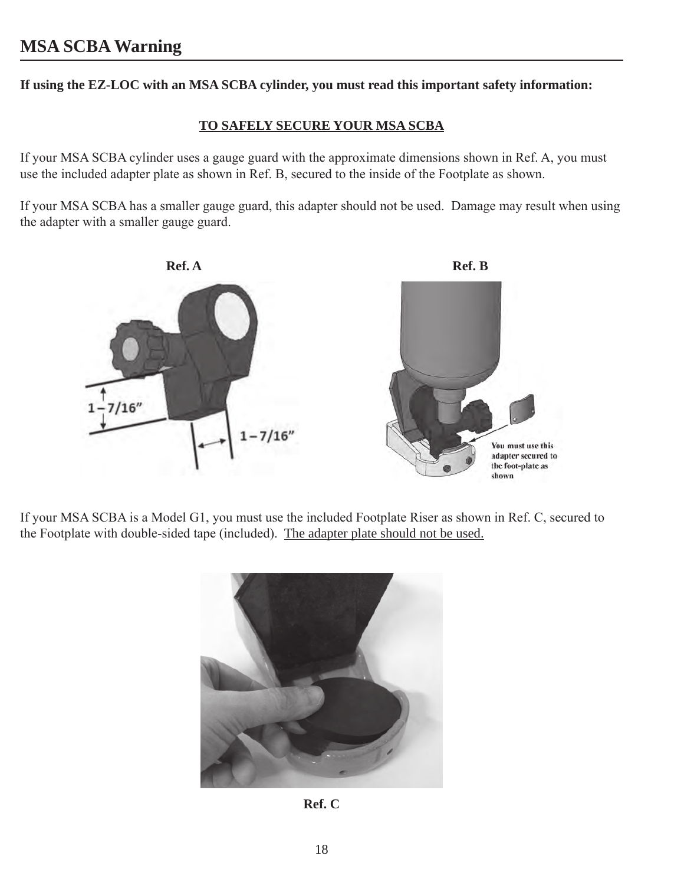# MSA SCBA Warning

**If using the EZ-LOC with an MSA SCBA cylinder, you must read this important safety information:**

**TO SAFELY SECURE YOUR MSA SCBA**

If your MSA SCBA cylinder uses a gauge guard with the approximate dimensions shown in Ref. A, you must use the included adapter plate as shown in Ref. B, secured to the inside of the Footplate as shown.

If your MSA SCBA has a smaller gauge guard, this adapter should not be used. Damage may result when using the adapter with a smaller gauge guard.

**Ref. A**

1 – 7/16"

1 – 7/16"

**Ref. B**

You must use this adapter secured to the foot-plate as shown

If your MSA SCBA is a Model G1, you must use the included Footplate Riser as shown in Ref. C, secured to the Footplate with double-sided tape (included). The adapter plate should not be used.

**Ref. C**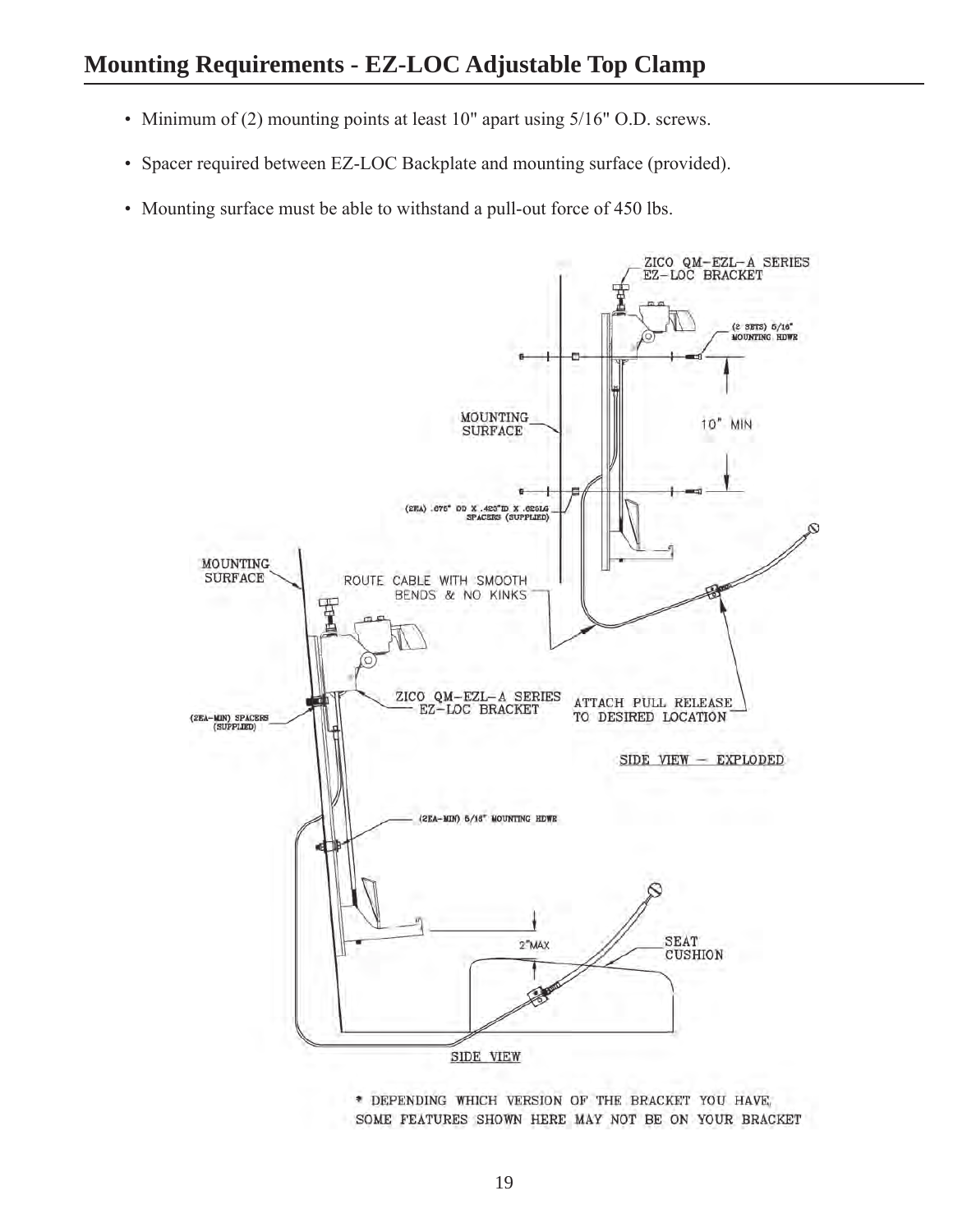# Mounting Requirements - EZ-LOC Adjustable Top Clamp

- Minimum of (2) mounting points at least 10" apart using 5/16" O.D. screws.
- Spacer required between EZ-LOC Backplate and mounting surface (provided).
- Mounting surface must be able to withstand a pull-out force of 450 lbs.

ZICO QM-EZL-A SERIES EZ-LOC BRACKET

(2 SETS) 5/16" MOUNTING HDWE

MOUNTING SURFACE

10" MIN

(2EA) .875" OD X .423"ID X .625LG SPACERS (SUPPLIED)

MOUNTING SURFACE

ROUTE CABLE WITH SMOOTH BENDS & NO KINKS

ZICO QM-EZL-A SERIES EZ-LOC BRACKET

ATTACH PULL RELEASE TO DESIRED LOCATION

(2EA-MIN) SPACERS (SUPPLIED)

SIDE VIEW — EXPLODED

(2EA-MIN) 5/16" MOUNTING HDWE

2"MAX

SEAT CUSHION

SIDE VIEW

* DEPENDING WHICH VERSION OF THE BRACKET YOU HAVE, SOME FEATURES SHOWN HERE MAY NOT BE ON YOUR BRACKET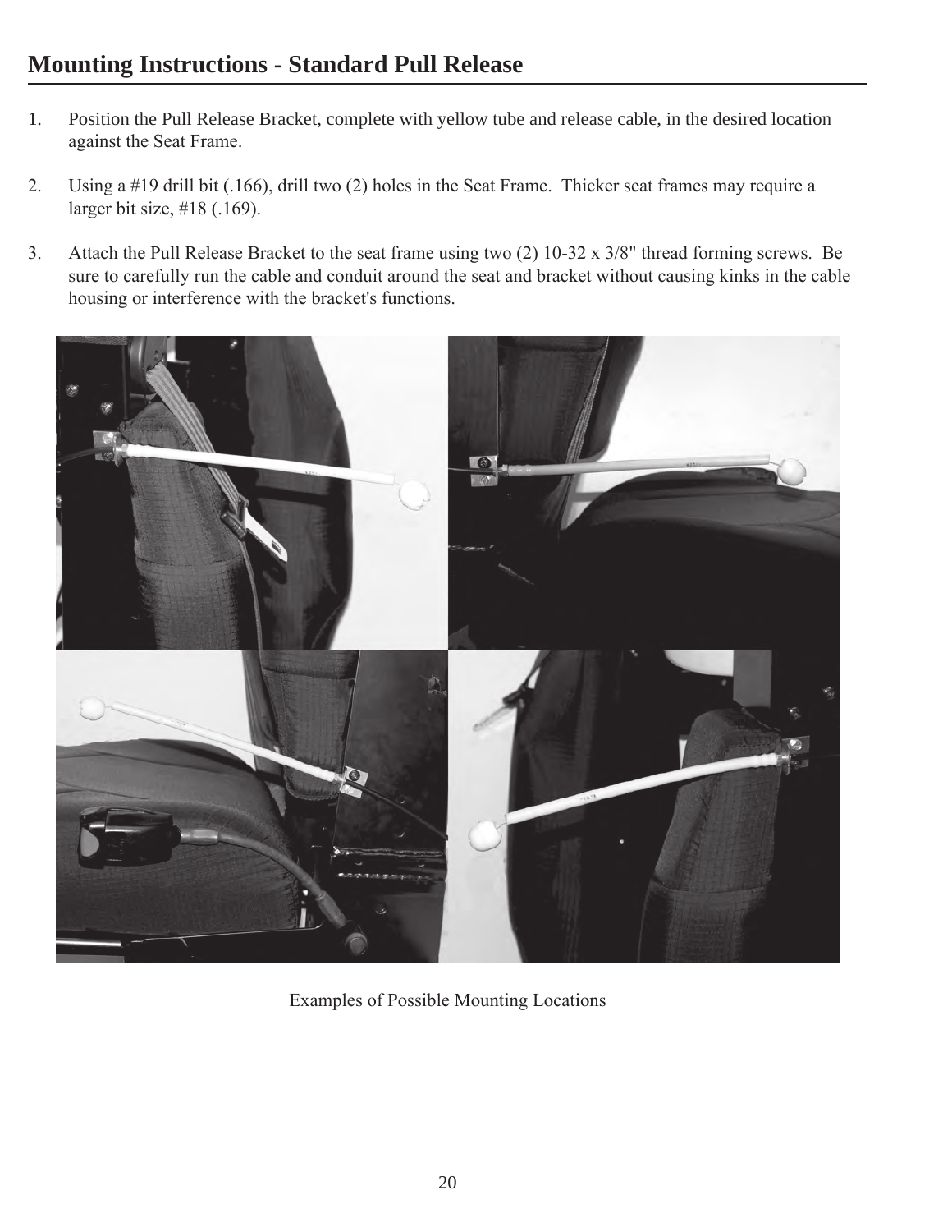# Mounting Instructions - Standard Pull Release

1. Position the Pull Release Bracket, complete with yellow tube and release cable, in the desired location against the Seat Frame.

2. Using a #19 drill bit (.166), drill two (2) holes in the Seat Frame. Thicker seat frames may require a larger bit size, #18 (.169).

3. Attach the Pull Release Bracket to the seat frame using two (2) 10-32 x 3/8" thread forming screws. Be sure to carefully run the cable and conduit around the seat and bracket without causing kinks in the cable housing or interference with the bracket's functions.

Examples of Possible Mounting Locations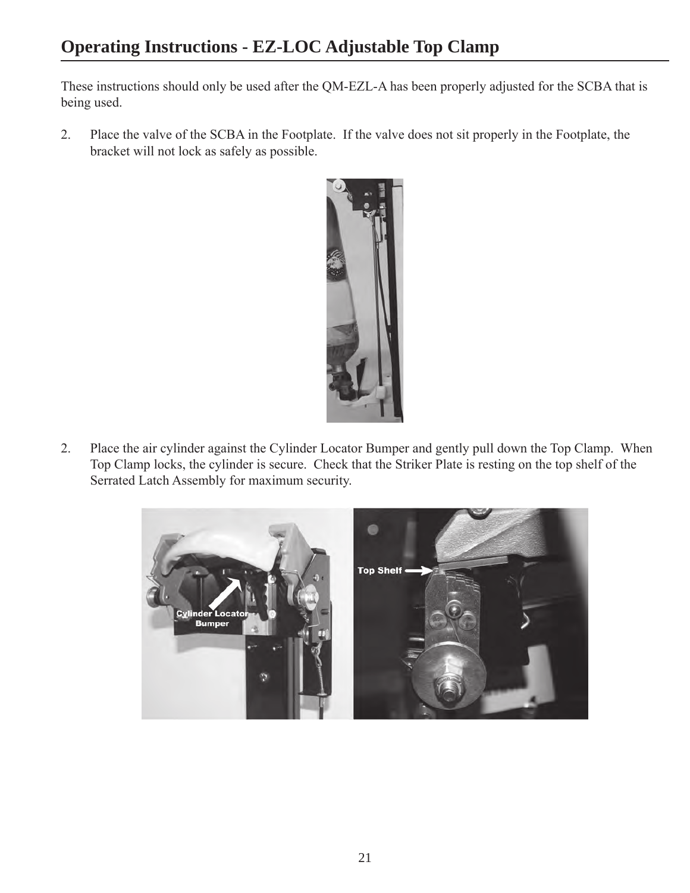# Operating Instructions - EZ-LOC Adjustable Top Clamp

These instructions should only be used after the QM-EZL-A has been properly adjusted for the SCBA that is being used.

2. Place the valve of the SCBA in the Footplate. If the valve does not sit properly in the Footplate, the bracket will not lock as safely as possible.

2. Place the air cylinder against the Cylinder Locator Bumper and gently pull down the Top Clamp. When Top Clamp locks, the cylinder is secure. Check that the Striker Plate is resting on the top shelf of the Serrated Latch Assembly for maximum security.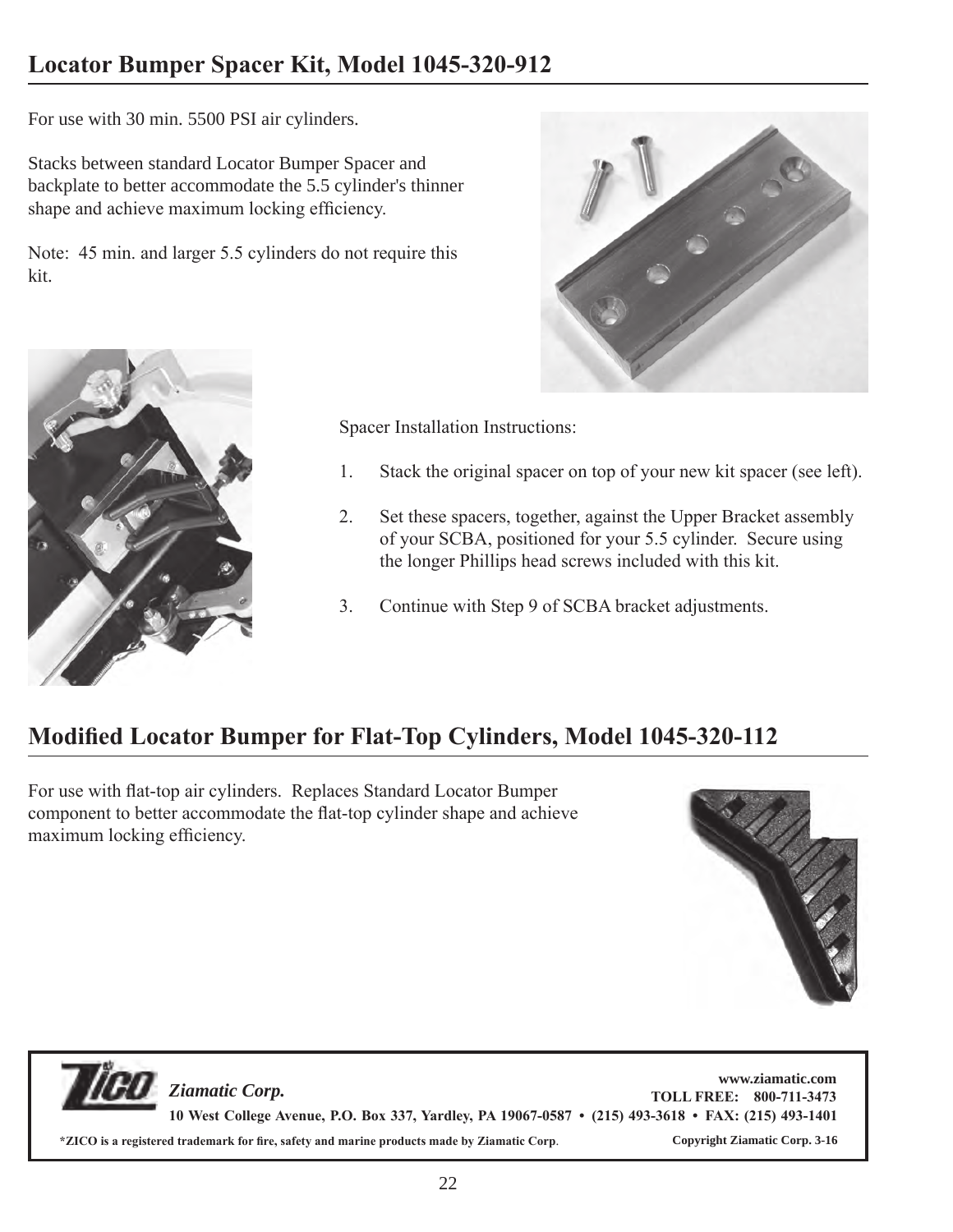## Locator Bumper Spacer Kit, Model 1045-320-912

For use with 30 min. 5500 PSI air cylinders.

Stacks between standard Locator Bumper Spacer and backplate to better accommodate the 5.5 cylinder's thinner shape and achieve maximum locking efficiency.

Note: 45 min. and larger 5.5 cylinders do not require this kit.

Spacer Installation Instructions:

1. Stack the original spacer on top of your new kit spacer (see left).
2. Set these spacers, together, against the Upper Bracket assembly of your SCBA, positioned for your 5.5 cylinder. Secure using the longer Phillips head screws included with this kit.
3. Continue with Step 9 of SCBA bracket adjustments.

## Modified Locator Bumper for Flat-Top Cylinders, Model 1045-320-112

For use with flat-top air cylinders. Replaces Standard Locator Bumper component to better accommodate the flat-top cylinder shape and achieve maximum locking efficiency.

*Ziamatic Corp.*

**www.ziamatic.com**
**TOLL FREE: 800-711-3473**
**10 West College Avenue, P.O. Box 337, Yardley, PA 19067-0587 • (215) 493-3618 • FAX: (215) 493-1401**

**\*ZICO is a registered trademark for fire, safety and marine products made by Ziamatic Corp.** **Copyright Ziamatic Corp. 3-16**